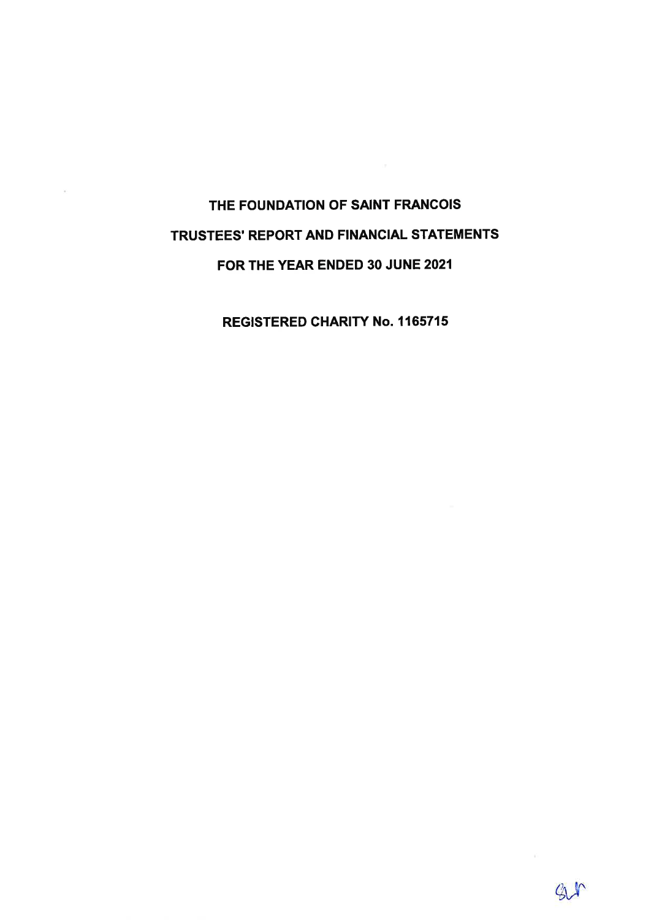# THE FOUNDATION OF SAINT FRANCOIS

## TRUSTEES' REPORT AND FINANCIAL STATEMENTS

## FOR THE YEAR ENDED 30 JUNE 2021

**REGISTERED CHARITY No. 1165715**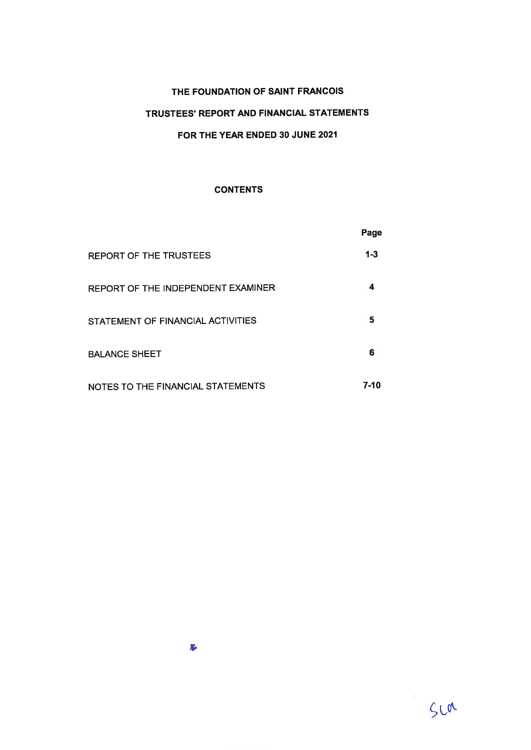# THE FOUNDATION OF SAINT FRANCOIS

## TRUSTEES' REPORT AND FINANCIAL STATEMENTS

## FOR THE YEAR ENDED 30 JUNE 2021

### CONTENTS

| | Page |
|---|---|
| REPORT OF THE TRUSTEES | 1-3 |
| REPORT OF THE INDEPENDENT EXAMINER | 4 |
| STATEMENT OF FINANCIAL ACTIVITIES | 5 |
| BALANCE SHEET | 6 |
| NOTES TO THE FINANCIAL STATEMENTS | 7-10 |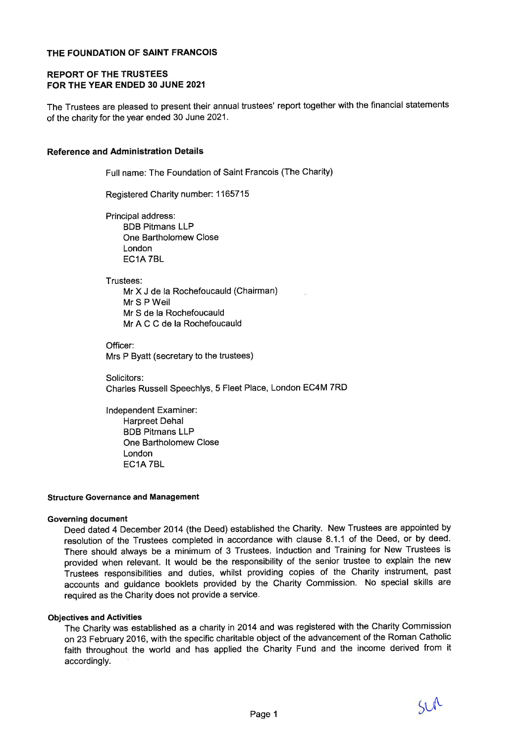# THE FOUNDATION OF SAINT FRANCOIS

## REPORT OF THE TRUSTEES
## FOR THE YEAR ENDED 30 JUNE 2021

The Trustees are pleased to present their annual trustees' report together with the financial statements of the charity for the year ended 30 June 2021.

### Reference and Administration Details

Full name: The Foundation of Saint Francois (The Charity)

Registered Charity number: 1165715

Principal address:
BDB Pitmans LLP
One Bartholomew Close
London
EC1A 7BL

Trustees:
Mr X J de la Rochefoucauld (Chairman)
Mr S P Weil
Mr S de la Rochefoucauld
Mr A C C de la Rochefoucauld

Officer:
Mrs P Byatt (secretary to the trustees)

Solicitors:
Charles Russell Speechlys, 5 Fleet Place, London EC4M 7RD

Independent Examiner:
Harpreet Dehal
BDB Pitmans LLP
One Bartholomew Close
London
EC1A 7BL

### Structure Governance and Management

#### Governing document

Deed dated 4 December 2014 (the Deed) established the Charity. New Trustees are appointed by resolution of the Trustees completed in accordance with clause 8.1.1 of the Deed, or by deed. There should always be a minimum of 3 Trustees. Induction and Training for New Trustees is provided when relevant. It would be the responsibility of the senior trustee to explain the new Trustees responsibilities and duties, whilst providing copies of the Charity instrument, past accounts and guidance booklets provided by the Charity Commission. No special skills are required as the Charity does not provide a service.

#### Objectives and Activities

The Charity was established as a charity in 2014 and was registered with the Charity Commission on 23 February 2016, with the specific charitable object of the advancement of the Roman Catholic faith throughout the world and has applied the Charity Fund and the income derived from it accordingly.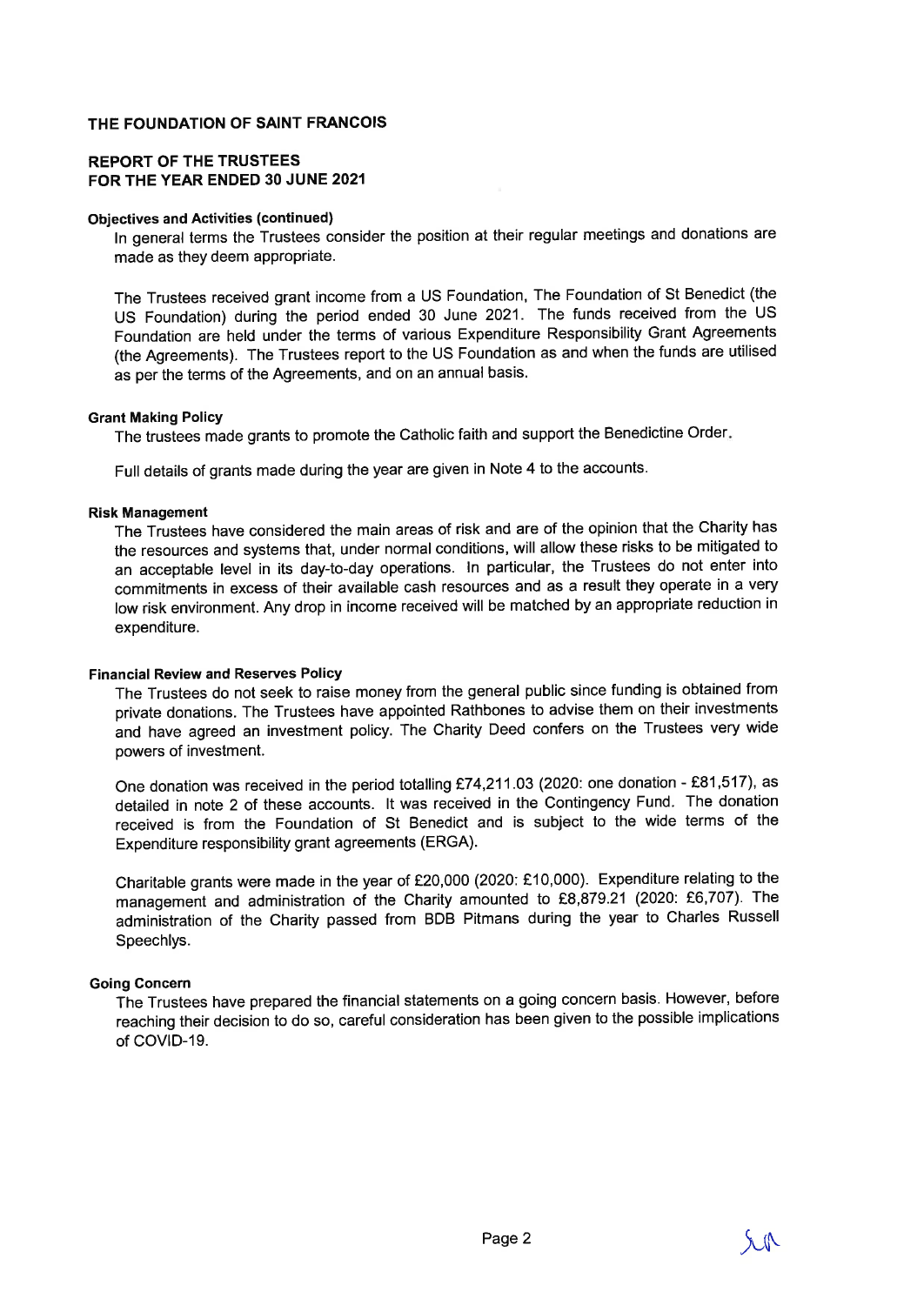# THE FOUNDATION OF SAINT FRANCOIS

## REPORT OF THE TRUSTEES
## FOR THE YEAR ENDED 30 JUNE 2021

### Objectives and Activities (continued)

In general terms the Trustees consider the position at their regular meetings and donations are made as they deem appropriate.

The Trustees received grant income from a US Foundation, The Foundation of St Benedict (the US Foundation) during the period ended 30 June 2021. The funds received from the US Foundation are held under the terms of various Expenditure Responsibility Grant Agreements (the Agreements). The Trustees report to the US Foundation as and when the funds are utilised as per the terms of the Agreements, and on an annual basis.

### Grant Making Policy

The trustees made grants to promote the Catholic faith and support the Benedictine Order.

Full details of grants made during the year are given in Note 4 to the accounts.

### Risk Management

The Trustees have considered the main areas of risk and are of the opinion that the Charity has the resources and systems that, under normal conditions, will allow these risks to be mitigated to an acceptable level in its day-to-day operations. In particular, the Trustees do not enter into commitments in excess of their available cash resources and as a result they operate in a very low risk environment. Any drop in income received will be matched by an appropriate reduction in expenditure.

### Financial Review and Reserves Policy

The Trustees do not seek to raise money from the general public since funding is obtained from private donations. The Trustees have appointed Rathbones to advise them on their investments and have agreed an investment policy. The Charity Deed confers on the Trustees very wide powers of investment.

One donation was received in the period totalling £74,211.03 (2020: one donation - £81,517), as detailed in note 2 of these accounts. It was received in the Contingency Fund. The donation received is from the Foundation of St Benedict and is subject to the wide terms of the Expenditure responsibility grant agreements (ERGA).

Charitable grants were made in the year of £20,000 (2020: £10,000). Expenditure relating to the management and administration of the Charity amounted to £8,879.21 (2020: £6,707). The administration of the Charity passed from BDB Pitmans during the year to Charles Russell Speechlys.

### Going Concern

The Trustees have prepared the financial statements on a going concern basis. However, before reaching their decision to do so, careful consideration has been given to the possible implications of COVID-19.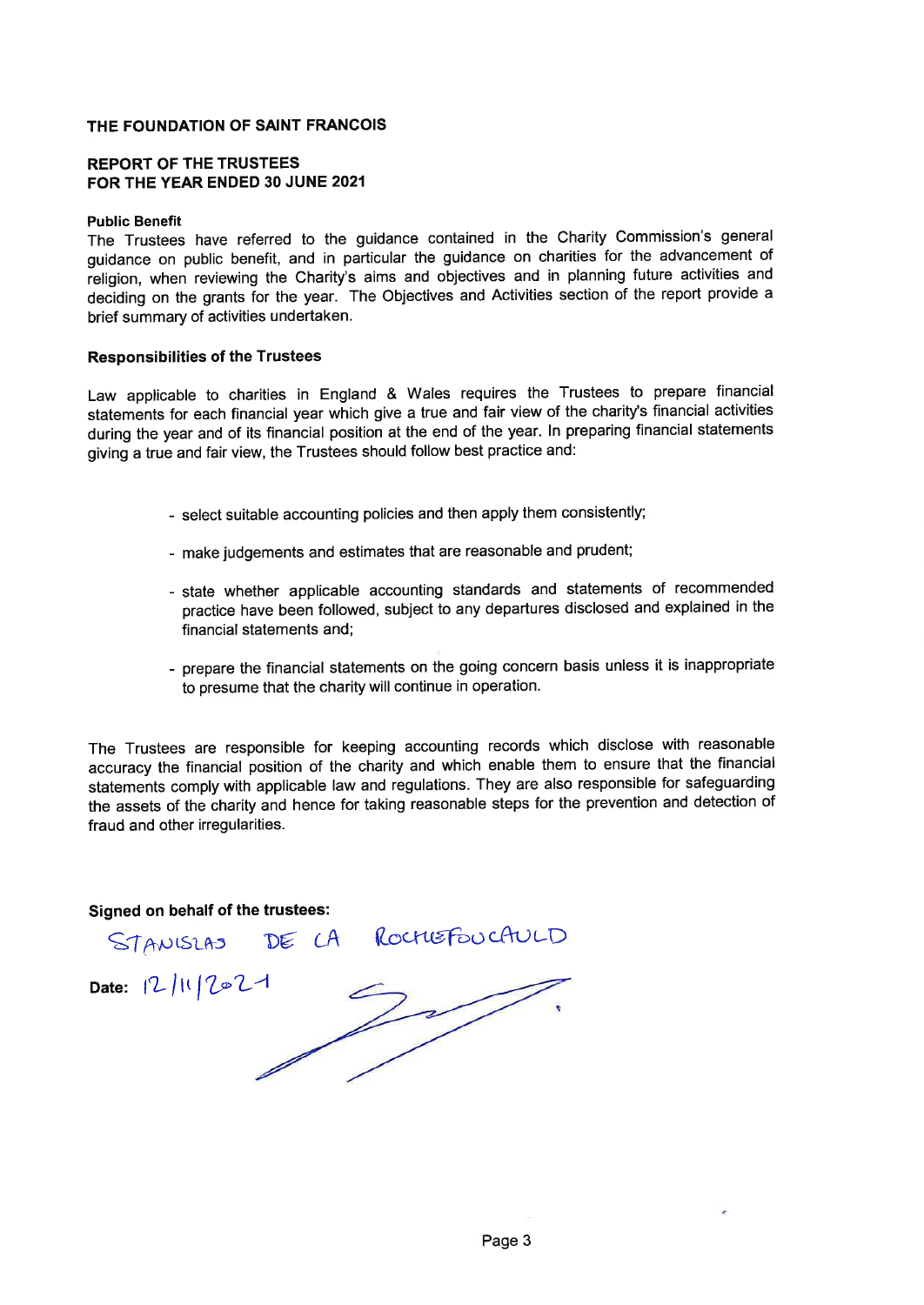**THE FOUNDATION OF SAINT FRANCOIS**

**REPORT OF THE TRUSTEES**
**FOR THE YEAR ENDED 30 JUNE 2021**

**Public Benefit**

The Trustees have referred to the guidance contained in the Charity Commission's general guidance on public benefit, and in particular the guidance on charities for the advancement of religion, when reviewing the Charity's aims and objectives and in planning future activities and deciding on the grants for the year. The Objectives and Activities section of the report provide a brief summary of activities undertaken.

**Responsibilities of the Trustees**

Law applicable to charities in England & Wales requires the Trustees to prepare financial statements for each financial year which give a true and fair view of the charity's financial activities during the year and of its financial position at the end of the year. In preparing financial statements giving a true and fair view, the Trustees should follow best practice and:

- select suitable accounting policies and then apply them consistently;
- make judgements and estimates that are reasonable and prudent;
- state whether applicable accounting standards and statements of recommended practice have been followed, subject to any departures disclosed and explained in the financial statements and;
- prepare the financial statements on the going concern basis unless it is inappropriate to presume that the charity will continue in operation.

The Trustees are responsible for keeping accounting records which disclose with reasonable accuracy the financial position of the charity and which enable them to ensure that the financial statements comply with applicable law and regulations. They are also responsible for safeguarding the assets of the charity and hence for taking reasonable steps for the prevention and detection of fraud and other irregularities.

**Signed on behalf of the trustees:**

STANISLAS DE LA ROCHEFOUCAULD

**Date:** 12/11/2021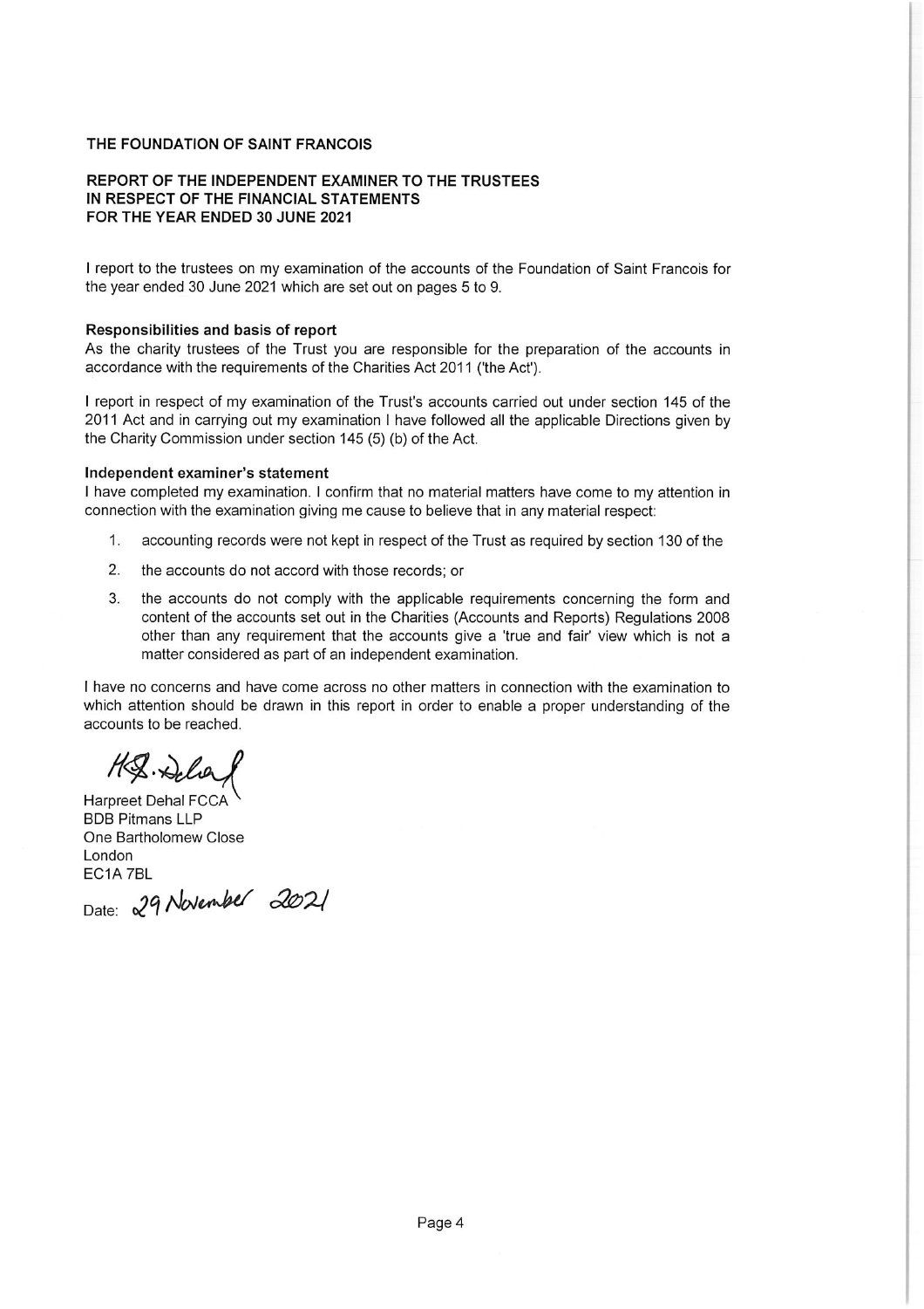# THE FOUNDATION OF SAINT FRANCOIS

## REPORT OF THE INDEPENDENT EXAMINER TO THE TRUSTEES IN RESPECT OF THE FINANCIAL STATEMENTS FOR THE YEAR ENDED 30 JUNE 2021

I report to the trustees on my examination of the accounts of the Foundation of Saint Francois for the year ended 30 June 2021 which are set out on pages 5 to 9.

### Responsibilities and basis of report

As the charity trustees of the Trust you are responsible for the preparation of the accounts in accordance with the requirements of the Charities Act 2011 ('the Act').

I report in respect of my examination of the Trust's accounts carried out under section 145 of the 2011 Act and in carrying out my examination I have followed all the applicable Directions given by the Charity Commission under section 145 (5) (b) of the Act.

### Independent examiner's statement

I have completed my examination. I confirm that no material matters have come to my attention in connection with the examination giving me cause to believe that in any material respect:

1. accounting records were not kept in respect of the Trust as required by section 130 of the
2. the accounts do not accord with those records; or
3. the accounts do not comply with the applicable requirements concerning the form and content of the accounts set out in the Charities (Accounts and Reports) Regulations 2008 other than any requirement that the accounts give a 'true and fair' view which is not a matter considered as part of an independent examination.

I have no concerns and have come across no other matters in connection with the examination to which attention should be drawn in this report in order to enable a proper understanding of the accounts to be reached.

H.S. Dehal

Harpreet Dehal FCCA
BDB Pitmans LLP
One Bartholomew Close
London
EC1A 7BL

Date: 29 November 2021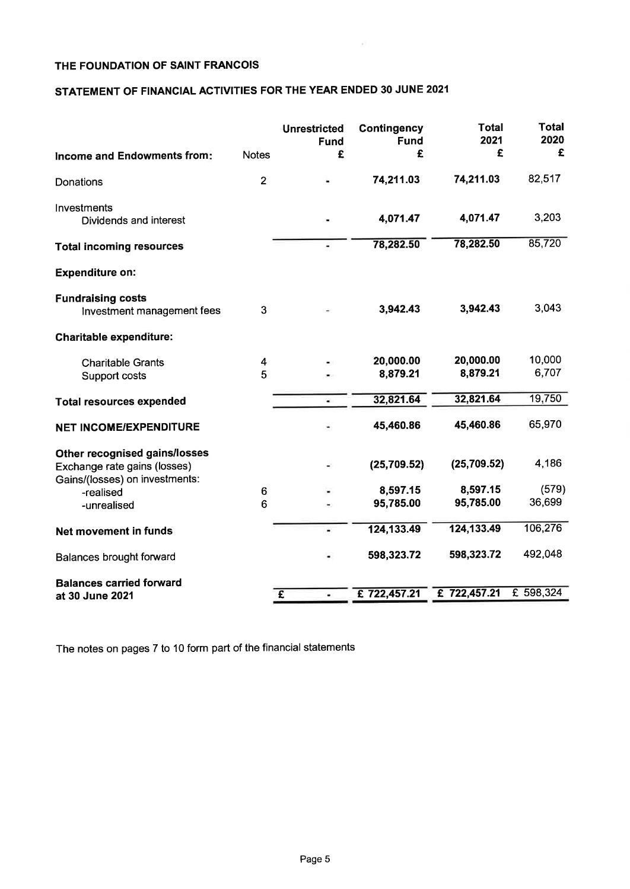# THE FOUNDATION OF SAINT FRANCOIS

## STATEMENT OF FINANCIAL ACTIVITIES FOR THE YEAR ENDED 30 JUNE 2021

| | Notes | Unrestricted Fund £ | Contingency Fund £ | Total 2021 £ | Total 2020 £ |
|---|---|---|---|---|---|
| **Income and Endowments from:** | | | | | |
| Donations | 2 | - | 74,211.03 | 74,211.03 | 82,517 |
| Investments | | | | | |
| Dividends and interest | | - | 4,071.47 | 4,071.47 | 3,203 |
| **Total incoming resources** | | - | 78,282.50 | 78,282.50 | 85,720 |
| **Expenditure on:** | | | | | |
| **Fundraising costs** | | | | | |
| Investment management fees | 3 | - | 3,942.43 | 3,942.43 | 3,043 |
| **Charitable expenditure:** | | | | | |
| Charitable Grants | 4 | - | 20,000.00 | 20,000.00 | 10,000 |
| Support costs | 5 | - | 8,879.21 | 8,879.21 | 6,707 |
| **Total resources expended** | | - | 32,821.64 | 32,821.64 | 19,750 |
| **NET INCOME/EXPENDITURE** | | - | 45,460.86 | 45,460.86 | 65,970 |
| **Other recognised gains/losses** | | | | | |
| Exchange rate gains (losses) | | - | (25,709.52) | (25,709.52) | 4,186 |
| Gains/(losses) on investments: | | | | | |
| -realised | 6 | - | 8,597.15 | 8,597.15 | (579) |
| -unrealised | 6 | - | 95,785.00 | 95,785.00 | 36,699 |
| **Net movement in funds** | | - | 124,133.49 | 124,133.49 | 106,276 |
| Balances brought forward | | - | 598,323.72 | 598,323.72 | 492,048 |
| **Balances carried forward at 30 June 2021** | | £ - | £ 722,457.21 | £ 722,457.21 | £ 598,324 |

The notes on pages 7 to 10 form part of the financial statements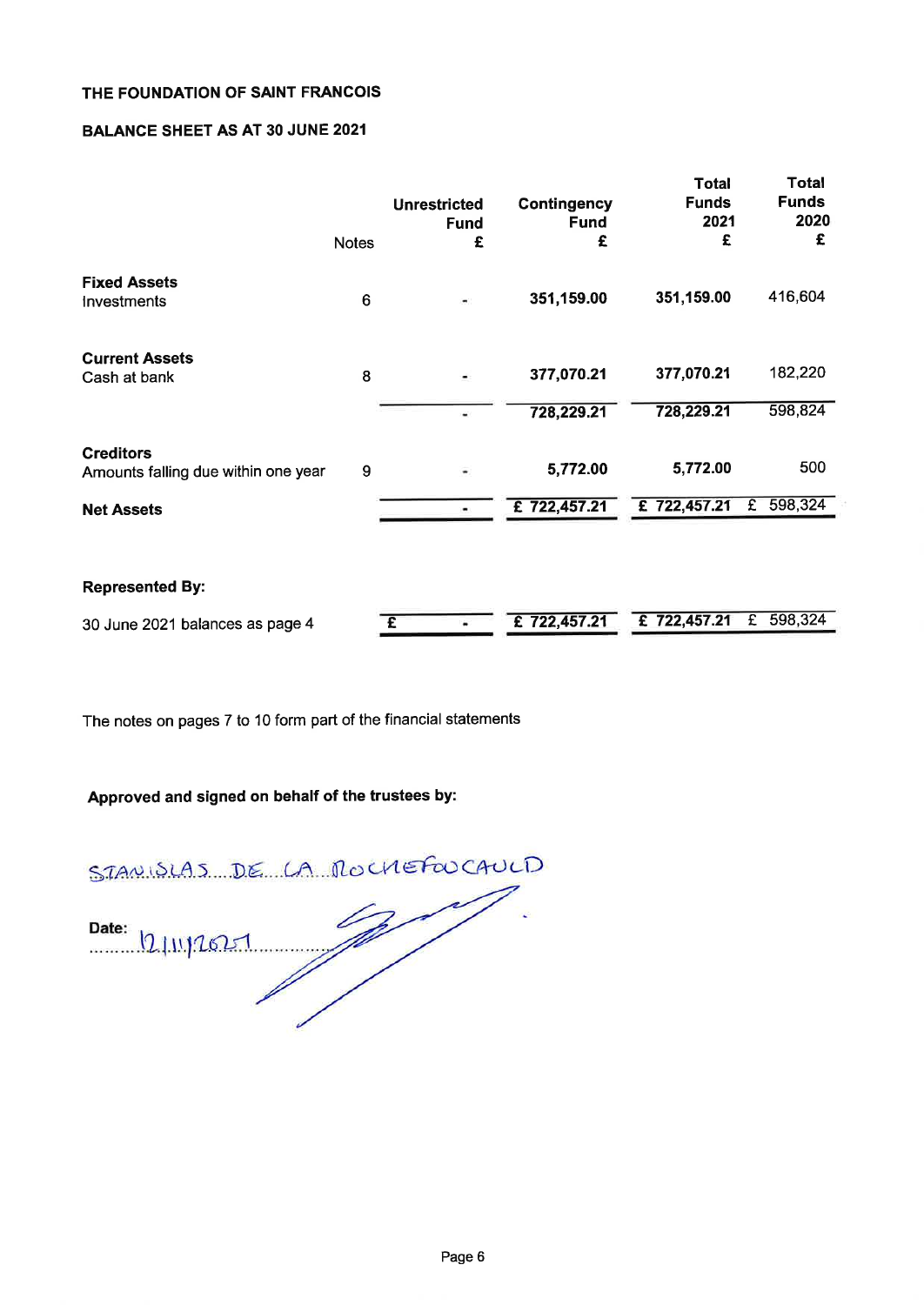THE FOUNDATION OF SAINT FRANCOIS

BALANCE SHEET AS AT 30 JUNE 2021

| | Notes | Unrestricted Fund £ | Contingency Fund £ | Total Funds 2021 £ | Total Funds 2020 £ |
|---|---|---|---|---|---|
| **Fixed Assets** | | | | | |
| Investments | 6 | - | 351,159.00 | 351,159.00 | 416,604 |
| **Current Assets** | | | | | |
| Cash at bank | 8 | - | 377,070.21 | 377,070.21 | 182,220 |
| | | - | 728,229.21 | 728,229.21 | 598,824 |
| **Creditors** | | | | | |
| Amounts falling due within one year | 9 | - | 5,772.00 | 5,772.00 | 500 |
| **Net Assets** | | - | £ 722,457.21 | £ 722,457.21 | £ 598,324 |
| **Represented By:** | | | | | |
| 30 June 2021 balances as page 4 | | £ - | £ 722,457.21 | £ 722,457.21 | £ 598,324 |

The notes on pages 7 to 10 form part of the financial statements

**Approved and signed on behalf of the trustees by:**

STANISLAS DE LA ROCHEFOUCAULD

Date: 12/11/2021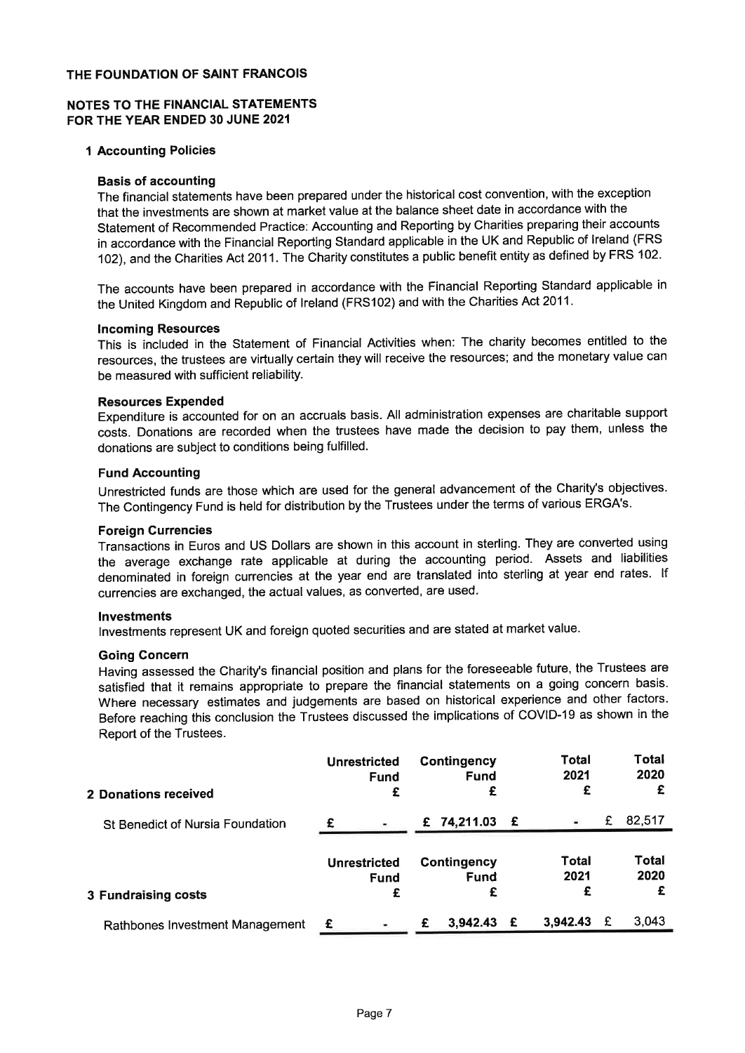# THE FOUNDATION OF SAINT FRANCOIS

## NOTES TO THE FINANCIAL STATEMENTS FOR THE YEAR ENDED 30 JUNE 2021

### 1 Accounting Policies

**Basis of accounting**

The financial statements have been prepared under the historical cost convention, with the exception that the investments are shown at market value at the balance sheet date in accordance with the Statement of Recommended Practice: Accounting and Reporting by Charities preparing their accounts in accordance with the Financial Reporting Standard applicable in the UK and Republic of Ireland (FRS 102), and the Charities Act 2011. The Charity constitutes a public benefit entity as defined by FRS 102.

The accounts have been prepared in accordance with the Financial Reporting Standard applicable in the United Kingdom and Republic of Ireland (FRS102) and with the Charities Act 2011.

**Incoming Resources**

This is included in the Statement of Financial Activities when: The charity becomes entitled to the resources, the trustees are virtually certain they will receive the resources; and the monetary value can be measured with sufficient reliability.

**Resources Expended**

Expenditure is accounted for on an accruals basis. All administration expenses are charitable support costs. Donations are recorded when the trustees have made the decision to pay them, unless the donations are subject to conditions being fulfilled.

**Fund Accounting**

Unrestricted funds are those which are used for the general advancement of the Charity's objectives. The Contingency Fund is held for distribution by the Trustees under the terms of various ERGA's.

**Foreign Currencies**

Transactions in Euros and US Dollars are shown in this account in sterling. They are converted using the average exchange rate applicable at during the accounting period. Assets and liabilities denominated in foreign currencies at the year end are translated into sterling at year end rates. If currencies are exchanged, the actual values, as converted, are used.

**Investments**

Investments represent UK and foreign quoted securities and are stated at market value.

**Going Concern**

Having assessed the Charity's financial position and plans for the foreseeable future, the Trustees are satisfied that it remains appropriate to prepare the financial statements on a going concern basis. Where necessary estimates and judgements are based on historical experience and other factors. Before reaching this conclusion the Trustees discussed the implications of COVID-19 as shown in the Report of the Trustees.

### 2 Donations received

| | Unrestricted Fund £ | Contingency Fund £ | Total 2021 £ | Total 2020 £ |
|---|---|---|---|---|
| St Benedict of Nursia Foundation | £ - | £ 74,211.03 | £ - | £ 82,517 |

### 3 Fundraising costs

| | Unrestricted Fund £ | Contingency Fund £ | Total 2021 £ | Total 2020 £ |
|---|---|---|---|---|
| Rathbones Investment Management | £ - | £ 3,942.43 | £ 3,942.43 | £ 3,043 |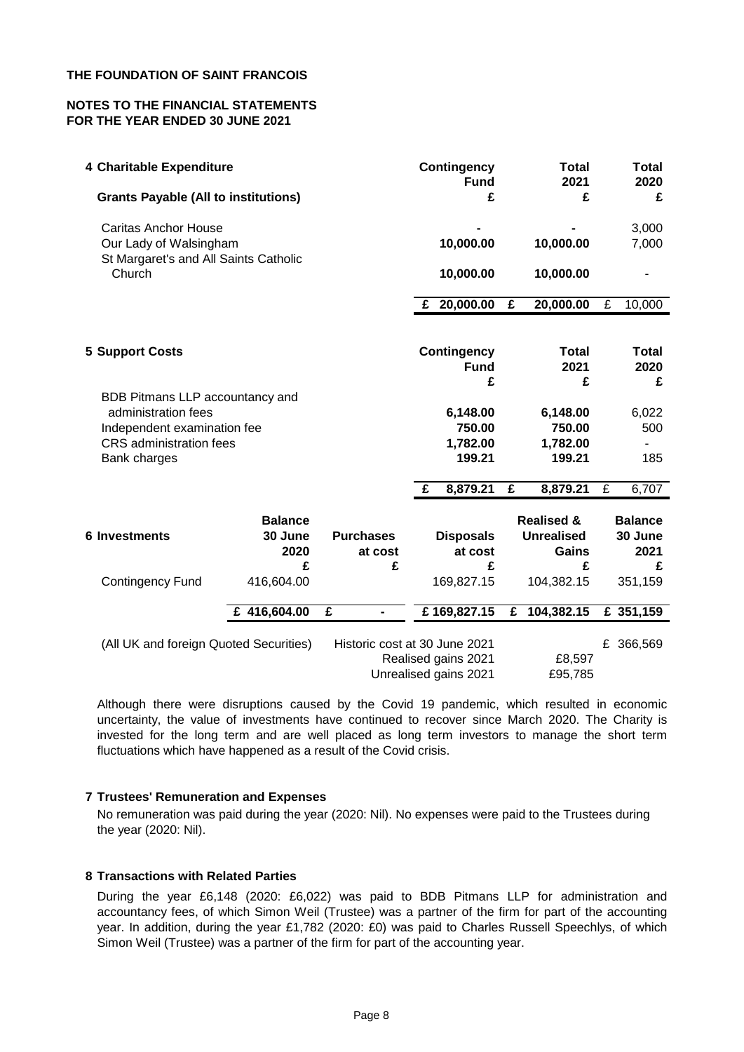# THE FOUNDATION OF SAINT FRANCOIS

## NOTES TO THE FINANCIAL STATEMENTS
## FOR THE YEAR ENDED 30 JUNE 2021

### 4 Charitable Expenditure

| Grants Payable (All to institutions) | Contingency Fund £ | Total 2021 £ | Total 2020 £ |
|---|---|---|---|
| Caritas Anchor House | - | - | 3,000 |
| Our Lady of Walsingham | 10,000.00 | 10,000.00 | 7,000 |
| St Margaret's and All Saints Catholic Church | 10,000.00 | 10,000.00 | - |
| | £ 20,000.00 | £ 20,000.00 | £ 10,000 |

### 5 Support Costs

| | Contingency Fund £ | Total 2021 £ | Total 2020 £ |
|---|---|---|---|
| BDB Pitmans LLP accountancy and administration fees | 6,148.00 | 6,148.00 | 6,022 |
| Independent examination fee | 750.00 | 750.00 | 500 |
| CRS administration fees | 1,782.00 | 1,782.00 | - |
| Bank charges | 199.21 | 199.21 | 185 |
| | £ 8,879.21 | £ 8,879.21 | £ 6,707 |

### 6 Investments

| | Balance 30 June 2020 £ | Purchases at cost £ | Disposals at cost £ | Realised & Unrealised Gains £ | Balance 30 June 2021 £ |
|---|---|---|---|---|---|
| Contingency Fund | 416,604.00 | | 169,827.15 | 104,382.15 | 351,159 |
| | £ 416,604.00 | £ - | £ 169,827.15 | £ 104,382.15 | £ 351,159 |

| | | | |
|---|---|---|---|
| (All UK and foreign Quoted Securities) | Historic cost at 30 June 2021 | | £ 366,569 |
| | Realised gains 2021 | £8,597 | |
| | Unrealised gains 2021 | £95,785 | |

Although there were disruptions caused by the Covid 19 pandemic, which resulted in economic uncertainty, the value of investments have continued to recover since March 2020. The Charity is invested for the long term and are well placed as long term investors to manage the short term fluctuations which have happened as a result of the Covid crisis.

### 7 Trustees' Remuneration and Expenses

No remuneration was paid during the year (2020: Nil). No expenses were paid to the Trustees during the year (2020: Nil).

### 8 Transactions with Related Parties

During the year £6,148 (2020: £6,022) was paid to BDB Pitmans LLP for administration and accountancy fees, of which Simon Weil (Trustee) was a partner of the firm for part of the accounting year. In addition, during the year £1,782 (2020: £0) was paid to Charles Russell Speechlys, of which Simon Weil (Trustee) was a partner of the firm for part of the accounting year.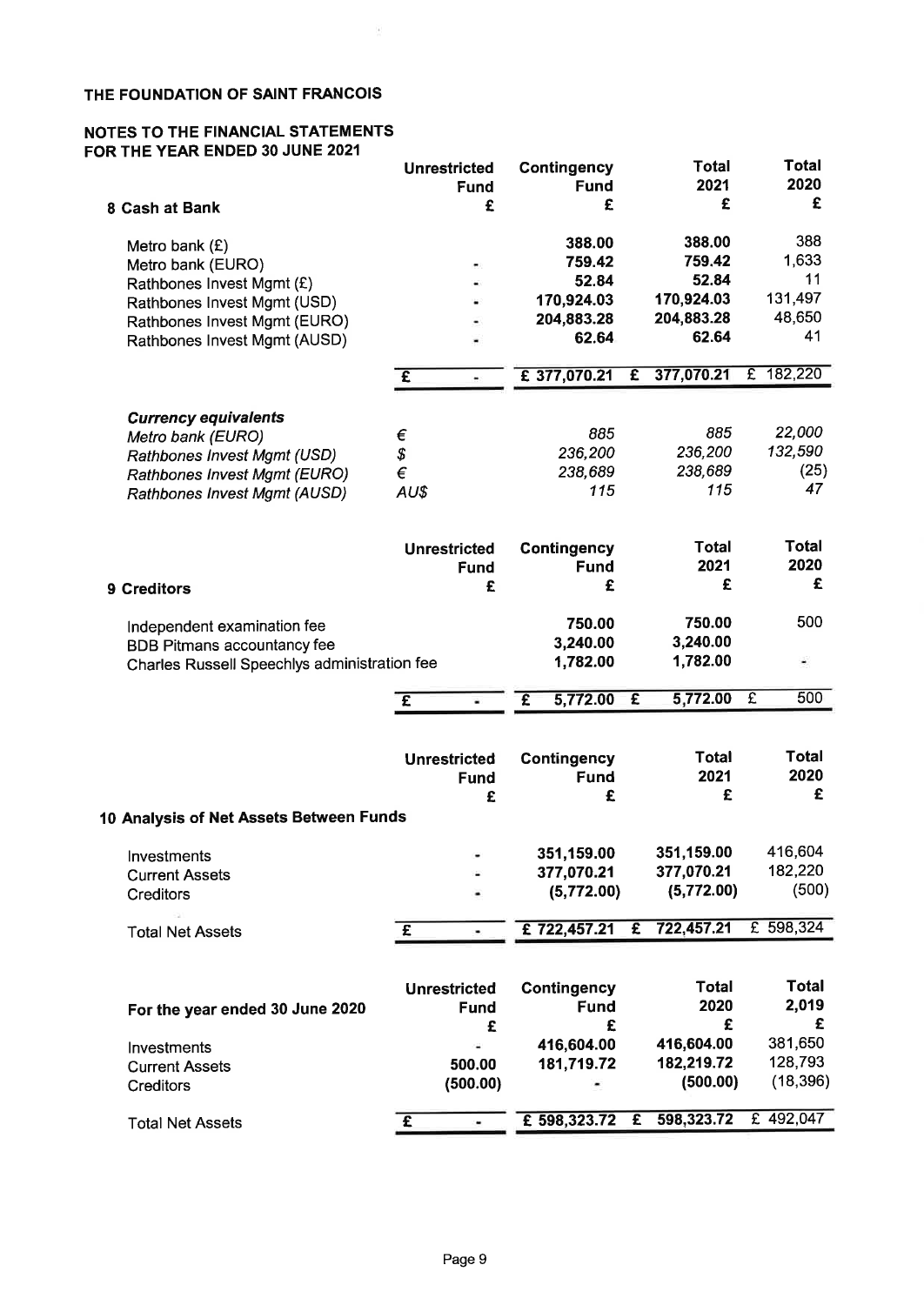# THE FOUNDATION OF SAINT FRANCOIS

## NOTES TO THE FINANCIAL STATEMENTS
## FOR THE YEAR ENDED 30 JUNE 2021

| 8 Cash at Bank | Unrestricted Fund £ | Contingency Fund £ | Total 2021 £ | Total 2020 £ |
|---|---|---|---|---|
| Metro bank (£) | | 388.00 | 388.00 | 388 |
| Metro bank (EURO) | - | 759.42 | 759.42 | 1,633 |
| Rathbones Invest Mgmt (£) | - | 52.84 | 52.84 | 11 |
| Rathbones Invest Mgmt (USD) | - | 170,924.03 | 170,924.03 | 131,497 |
| Rathbones Invest Mgmt (EURO) | - | 204,883.28 | 204,883.28 | 48,650 |
| Rathbones Invest Mgmt (AUSD) | - | 62.64 | 62.64 | 41 |
| | £ - | £ 377,070.21 | £ 377,070.21 | £ 182,220 |
| ***Currency equivalents*** | | | | |
| *Metro bank (EURO)* | € | *885* | *885* | *22,000* |
| *Rathbones Invest Mgmt (USD)* | $ | *236,200* | *236,200* | *132,590* |
| *Rathbones Invest Mgmt (EURO)* | € | *238,689* | *238,689* | *(25)* |
| *Rathbones Invest Mgmt (AUSD)* | AU$ | *115* | *115* | *47* |

| 9 Creditors | Unrestricted Fund £ | Contingency Fund £ | Total 2021 £ | Total 2020 £ |
|---|---|---|---|---|
| Independent examination fee | | 750.00 | 750.00 | 500 |
| BDB Pitmans accountancy fee | | 3,240.00 | 3,240.00 | |
| Charles Russell Speechlys administration fee | | 1,782.00 | 1,782.00 | - |
| | £ - | £ 5,772.00 | £ 5,772.00 | £ 500 |

| 10 Analysis of Net Assets Between Funds | Unrestricted Fund £ | Contingency Fund £ | Total 2021 £ | Total 2020 £ |
|---|---|---|---|---|
| Investments | - | 351,159.00 | 351,159.00 | 416,604 |
| Current Assets | - | 377,070.21 | 377,070.21 | 182,220 |
| Creditors | - | (5,772.00) | (5,772.00) | (500) |
| Total Net Assets | £ - | £ 722,457.21 | £ 722,457.21 | £ 598,324 |

| For the year ended 30 June 2020 | Unrestricted Fund £ | Contingency Fund £ | Total 2020 £ | Total 2,019 £ |
|---|---|---|---|---|
| Investments | - | 416,604.00 | 416,604.00 | 381,650 |
| Current Assets | 500.00 | 181,719.72 | 182,219.72 | 128,793 |
| Creditors | (500.00) | - | (500.00) | (18,396) |
| Total Net Assets | £ - | £ 598,323.72 | £ 598,323.72 | £ 492,047 |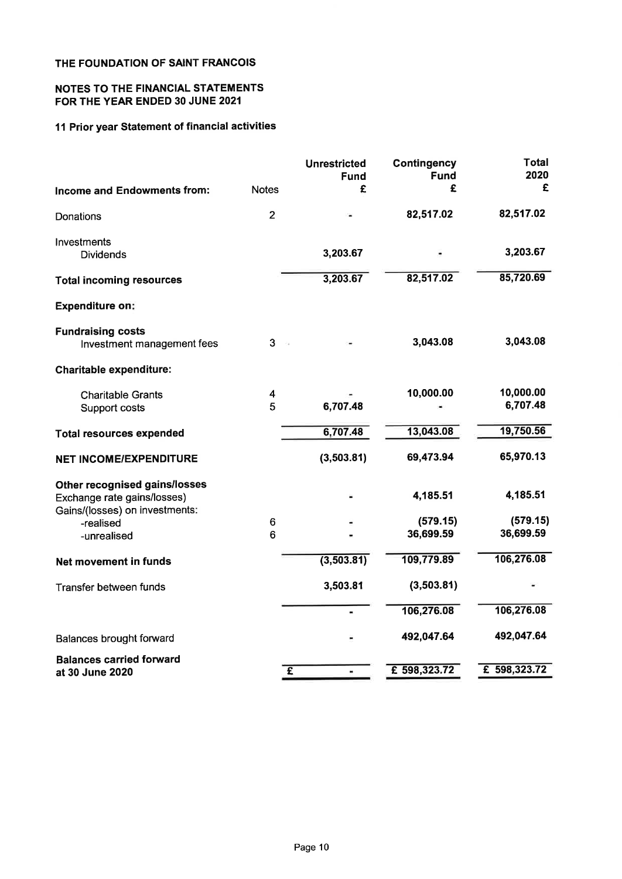**THE FOUNDATION OF SAINT FRANCOIS**

**NOTES TO THE FINANCIAL STATEMENTS**
**FOR THE YEAR ENDED 30 JUNE 2021**

### 11 Prior year Statement of financial activities

| | | Unrestricted Fund | Contingency Fund | Total 2020 |
|---|---|---|---|---|
| **Income and Endowments from:** | Notes | £ | £ | £ |
| Donations | 2 | - | 82,517.02 | 82,517.02 |
| Investments | | | | |
| Dividends | | 3,203.67 | - | 3,203.67 |
| **Total incoming resources** | | 3,203.67 | 82,517.02 | 85,720.69 |
| **Expenditure on:** | | | | |
| **Fundraising costs** | | | | |
| Investment management fees | 3 | - | 3,043.08 | 3,043.08 |
| **Charitable expenditure:** | | | | |
| Charitable Grants | 4 | - | 10,000.00 | 10,000.00 |
| Support costs | 5 | 6,707.48 | - | 6,707.48 |
| **Total resources expended** | | 6,707.48 | 13,043.08 | 19,750.56 |
| **NET INCOME/EXPENDITURE** | | (3,503.81) | 69,473.94 | 65,970.13 |
| **Other recognised gains/losses** | | | | |
| Exchange rate gains/losses) | | - | 4,185.51 | 4,185.51 |
| Gains/(losses) on investments: | | | | |
| -realised | 6 | - | (579.15) | (579.15) |
| -unrealised | 6 | - | 36,699.59 | 36,699.59 |
| **Net movement in funds** | | (3,503.81) | 109,779.89 | 106,276.08 |
| Transfer between funds | | 3,503.81 | (3,503.81) | - |
| | | - | 106,276.08 | 106,276.08 |
| Balances brought forward | | - | 492,047.64 | 492,047.64 |
| **Balances carried forward at 30 June 2020** | | £ - | £ 598,323.72 | £ 598,323.72 |